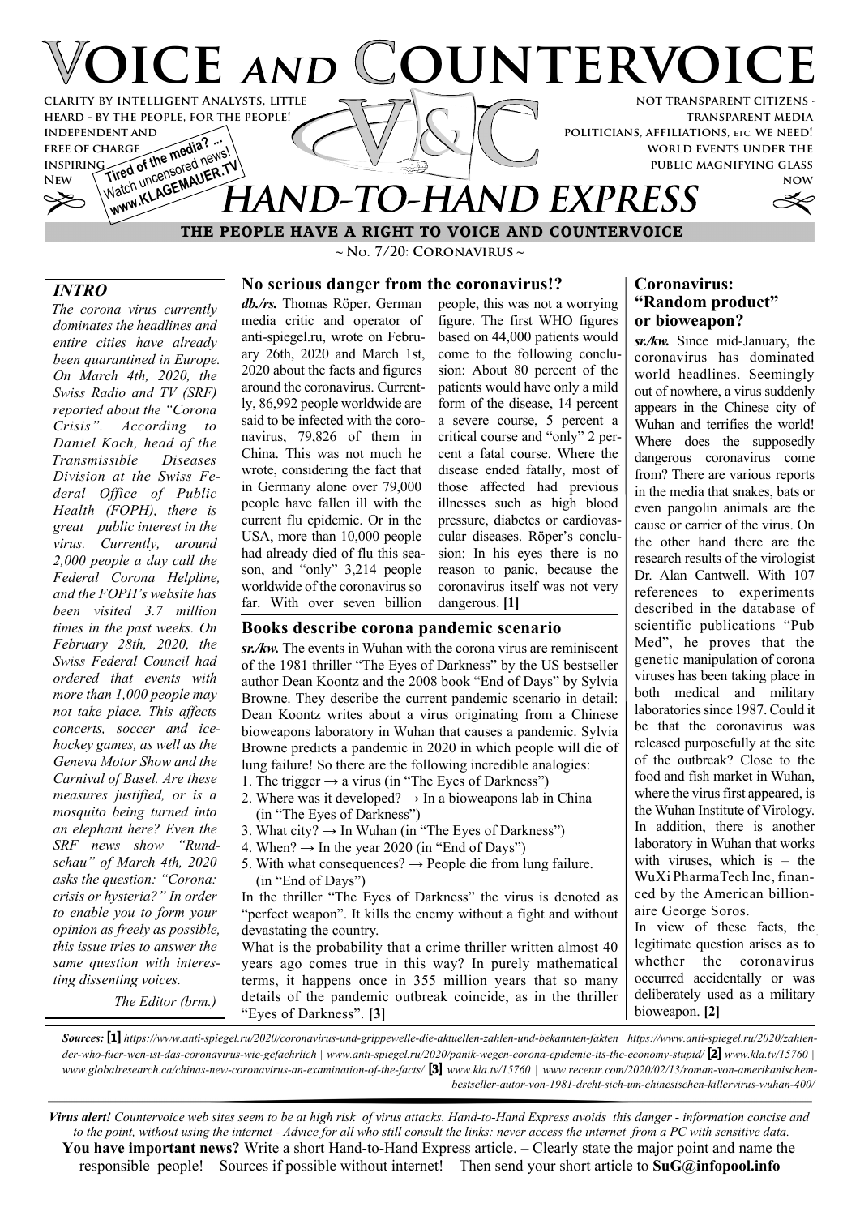# VOICE AND COUNTERVOICE

Clarity by intelligent analysts, little heard - by the people, for the people!
independent and free of charge
inspiring
New

Tired of the media? ... Watch uncensored news! www.KLAGEMAUER.TV

not transparent citizens - transparent media
politicians, affiliations, etc. we need!
world events under the public magnifying glass
now

## HAND-TO-HAND EXPRESS

**THE PEOPLE HAVE A RIGHT TO VOICE AND COUNTERVOICE**

~ No. 7/20: Coronavirus ~

### INTRO

*The corona virus currently dominates the headlines and entire cities have already been quarantined in Europe. On March 4th, 2020, the Swiss Radio and TV (SRF) reported about the "Corona Crisis". According to Daniel Koch, head of the Transmissible Diseases Division at the Swiss Federal Office of Public Health (FOPH), there is great public interest in the virus. Currently, around 2,000 people a day call the Federal Corona Helpline, and the FOPH's website has been visited 3.7 million times in the past weeks. On February 28th, 2020, the Swiss Federal Council had ordered that events with more than 1,000 people may not take place. This affects concerts, soccer and ice-hockey games, as well as the Geneva Motor Show and the Carnival of Basel. Are these measures justified, or is a mosquito being turned into an elephant here? Even the SRF news show "Rundschau" of March 4th, 2020 asks the question: "Corona: crisis or hysteria?" In order to enable you to form your opinion as freely as possible, this issue tries to answer the same question with interesting dissenting voices.*

*The Editor (brm.)*

### No serious danger from the coronavirus!?

***db./rs.*** Thomas Röper, German media critic and operator of anti-spiegel.ru, wrote on February 26th, 2020 and March 1st, 2020 about the facts and figures around the coronavirus. Currently, 86,992 people worldwide are said to be infected with the coronavirus, 79,826 of them in China. This was not much he wrote, considering the fact that in Germany alone over 79,000 people have fallen ill with the current flu epidemic. Or in the USA, more than 10,000 people had already died of flu this season, and "only" 3,214 people worldwide of the coronavirus so far. With over seven billion people, this was not a worrying figure. The first WHO figures based on 44,000 patients would come to the following conclusion: About 80 percent of the patients would have only a mild form of the disease, 14 percent a severe course, 5 percent a critical course and "only" 2 percent a fatal course. Where the disease ended fatally, most of those affected had previous illnesses such as high blood pressure, diabetes or cardiovascular diseases. Röper's conclusion: In his eyes there is no reason to panic, because the coronavirus itself was not very dangerous. **[1]**

### Books describe corona pandemic scenario

***sr./kw.*** The events in Wuhan with the corona virus are reminiscent of the 1981 thriller "The Eyes of Darkness" by the US bestseller author Dean Koontz and the 2008 book "End of Days" by Sylvia Browne. They describe the current pandemic scenario in detail: Dean Koontz writes about a virus originating from a Chinese bioweapons laboratory in Wuhan that causes a pandemic. Sylvia Browne predicts a pandemic in 2020 in which people will die of lung failure! So there are the following incredible analogies:

1. The trigger → a virus (in "The Eyes of Darkness")
2. Where was it developed? → In a bioweapons lab in China (in "The Eyes of Darkness")
3. What city? → In Wuhan (in "The Eyes of Darkness")
4. When? → In the year 2020 (in "End of Days")
5. With what consequences? → People die from lung failure. (in "End of Days")

In the thriller "The Eyes of Darkness" the virus is denoted as "perfect weapon". It kills the enemy without a fight and without devastating the country.

What is the probability that a crime thriller written almost 40 years ago comes true in this way? In purely mathematical terms, it happens once in 355 million years that so many details of the pandemic outbreak coincide, as in the thriller "Eyes of Darkness". **[3]**

### Coronavirus: "Random product" or bioweapon?

***sr./kw.*** Since mid-January, the coronavirus has dominated world headlines. Seemingly out of nowhere, a virus suddenly appears in the Chinese city of Wuhan and terrifies the world! Where does the supposedly dangerous coronavirus come from? There are various reports in the media that snakes, bats or even pangolin animals are the cause or carrier of the virus. On the other hand there are the research results of the virologist Dr. Alan Cantwell. With 107 references to experiments described in the database of scientific publications "Pub Med", he proves that the genetic manipulation of corona viruses has been taking place in both medical and military laboratories since 1987. Could it be that the coronavirus was released purposefully at the site of the outbreak? Close to the food and fish market in Wuhan, where the virus first appeared, is the Wuhan Institute of Virology. In addition, there is another laboratory in Wuhan that works with viruses, which is – the WuXi PharmaTech Inc, financed by the American billionaire George Soros.

In view of these facts, the legitimate question arises as to whether the coronavirus occurred accidentally or was deliberately used as a military bioweapon. **[2]**

***Sources:*** **[1]** *https://www.anti-spiegel.ru/2020/coronavirus-und-grippewelle-die-aktuellen-zahlen-und-bekannten-fakten | https://www.anti-spiegel.ru/2020/zahlen-der-who-fuer-wen-ist-das-coronavirus-wie-gefaehrlich | www.anti-spiegel.ru/2020/panik-wegen-corona-epidemie-its-the-economy-stupid/* **[2]** *www.kla.tv/15760 | www.globalresearch.ca/chinas-new-coronavirus-an-examination-of-the-facts/* **[3]** *www.kla.tv/15760 | www.recentr.com/2020/02/13/roman-von-amerikanischem-bestseller-autor-von-1981-dreht-sich-um-chinesischen-killervirus-wuhan-400/*

***Virus alert!*** *Countervoice web sites seem to be at high risk of virus attacks. Hand-to-Hand Express avoids this danger - information concise and to the point, without using the internet - Advice for all who still consult the links: never access the internet from a PC with sensitive data.*

**You have important news?** Write a short Hand-to-Hand Express article. – Clearly state the major point and name the responsible people! – Sources if possible without internet! – Then send your short article to **SuG@infopool.info**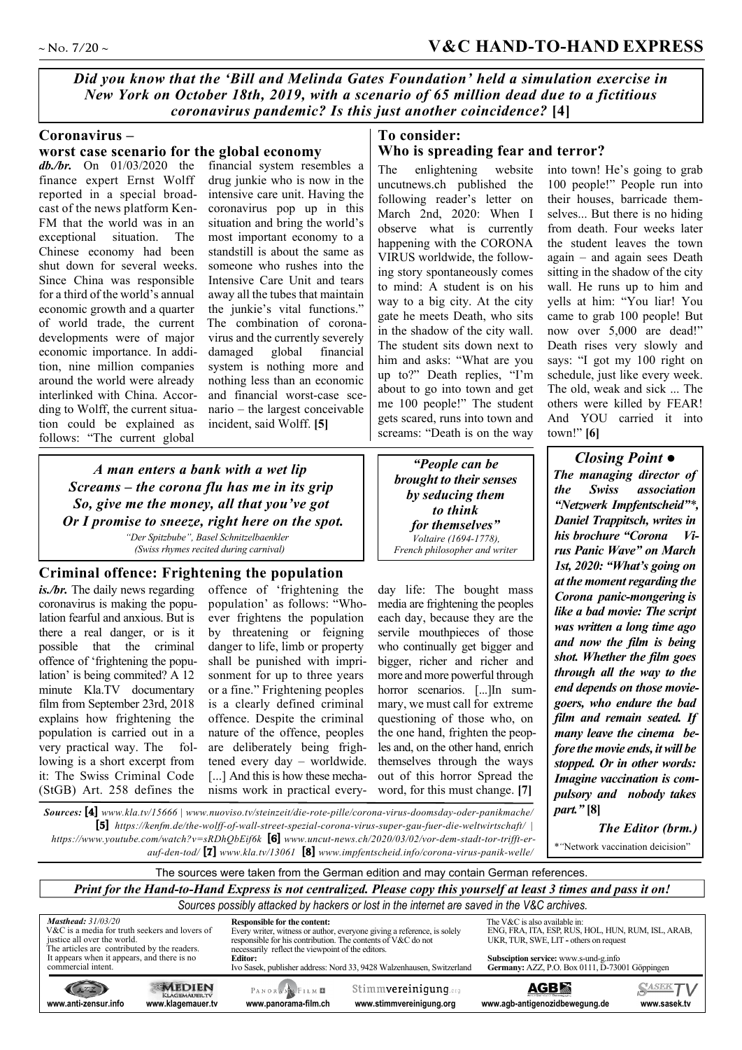*Did you know that the 'Bill and Melinda Gates Foundation' held a simulation exercise in New York on October 18th, 2019, with a scenario of 65 million dead due to a fictitious coronavirus pandemic? Is this just another coincidence?* **[4]**

## Coronavirus – worst case scenario for the global economy

***db./br.*** On 01/03/2020 the finance expert Ernst Wolff reported in a special broadcast of the news platform Ken-FM that the world was in an exceptional situation. The Chinese economy had been shut down for several weeks. Since China was responsible for a third of the world's annual economic growth and a quarter of world trade, the current developments were of major economic importance. In addition, nine million companies around the world were already interlinked with China. According to Wolff, the current situation could be explained as follows: "The current global financial system resembles a drug junkie who is now in the intensive care unit. Having the coronavirus pop up in this situation and bring the world's most important economy to a standstill is about the same as someone who rushes into the Intensive Care Unit and tears away all the tubes that maintain the junkie's vital functions." The combination of coronavirus and the currently severely damaged global financial system is nothing more and nothing less than an economic and financial worst-case scenario – the largest conceivable incident, said Wolff. **[5]**

## To consider: Who is spreading fear and terror?

The enlightening website uncutnews.ch published the following reader's letter on March 2nd, 2020: When I observe what is currently happening with the CORONA VIRUS worldwide, the following story spontaneously comes to mind: A student is on his way to a big city. At the city gate he meets Death, who sits in the shadow of the city wall. The student sits down next to him and asks: "What are you up to?" Death replies, "I'm about to go into town and get me 100 people!" The student gets scared, runs into town and screams: "Death is on the way into town! He's going to grab 100 people!" People run into their houses, barricade themselves... But there is no hiding from death. Four weeks later the student leaves the town again – and again sees Death sitting in the shadow of the city wall. He runs up to him and yells at him: "You liar! You came to grab 100 people! But now over 5,000 are dead!" Death rises very slowly and says: "I got my 100 right on schedule, just like every week. The old, weak and sick ... The others were killed by FEAR! And YOU carried it into town!" **[6]**

*A man enters a bank with a wet lip*
*Screams – the corona flu has me in its grip*
*So, give me the money, all that you've got*
*Or I promise to sneeze, right here on the spot.*

*"Der Spitzbube", Basel Schnitzelbaenkler*
*(Swiss rhymes recited during carnival)*

*"People can be brought to their senses by seducing them to think for themselves"*
*Voltaire (1694-1778), French philosopher and writer*

## Criminal offence: Frightening the population

***is./br.*** The daily news regarding coronavirus is making the population fearful and anxious. But is there a real danger, or is it possible that the criminal offence of 'frightening the population' is being commited? A 12 minute Kla.TV documentary film from September 23rd, 2018 explains how frightening the population is carried out in a very practical way. The following is a short excerpt from it: The Swiss Criminal Code (StGB) Art. 258 defines the offence of 'frightening the population' as follows: "Whoever frightens the population by threatening or feigning danger to life, limb or property shall be punished with imprisonment for up to three years or a fine." Frightening peoples is a clearly defined criminal offence. Despite the criminal nature of the offence, peoples are deliberately being frightened every day – worldwide. [...] And this is how these mechanisms work in practical everyday life: The bought mass media are frightening the peoples each day, because they are the servile mouthpieces of those who continually get bigger and bigger, richer and richer and more and more powerful through horror scenarios. [...]In summary, we must call for extreme questioning of those who, on the one hand, frighten the peoples and, on the other hand, enrich themselves through the ways out of this horror Spread the word, for this must change. **[7]**

## *Closing Point ●*

***The managing director of the Swiss association "Netzwerk Impfentscheid"\*, Daniel Trappitsch, writes in his brochure "Corona Virus Panic Wave" on March 1st, 2020: "What's going on at the moment regarding the Corona panic-mongering is like a bad movie: The script was written a long time ago and now the film is being shot. Whether the film goes through all the way to the end depends on those moviegoers, who endure the bad film and remain seated. If many leave the cinema before the movie ends, it will be stopped. Or in other words: Imagine vaccination is compulsory and nobody takes part."* [8]**

***The Editor (brm.)***

\*"Network vaccination deicision"

***Sources:*** **[4]** *www.kla.tv/15666 | www.nuoviso.tv/steinzeit/die-rote-pille/corona-virus-doomsday-oder-panikmache/* **[5]** *https://kenfm.de/the-wolff-of-wall-street-spezial-corona-virus-super-gau-fuer-die-weltwirtschaft/ | https://www.youtube.com/watch?v=sRDhQbEif6k* **[6]** *www.uncut-news.ch/2020/03/02/vor-dem-stadt-tor-trifft-er-auf-den-tod/* **[7]** *www.kla.tv/13061* **[8]** *www.impfentscheid.info/corona-virus-panik-welle/*

The sources were taken from the German edition and may contain German references.

***Print for the Hand-to-Hand Express is not centralized. Please copy this yourself at least 3 times and pass it on!***

*Sources possibly attacked by hackers or lost in the internet are saved in the V&C archives.*

***Masthead:** 31/03/20*
V&C is a media for truth seekers and lovers of justice all over the world.
The articles are contributed by the readers.
It appears when it appears, and there is no commercial intent.

**Responsible for the content:**
Every writer, witness or author, everyone giving a reference, is solely responsible for his contribution. The contents of V&C do not necessarily reflect the viewpoint of the editors.
**Editor:**
Ivo Sasek, publisher address: Nord 33, 9428 Walzenhausen, Switzerland

The V&C is also available in:
ENG, FRA, ITA, ESP, RUS, HOL, HUN, RUM, ISL, ARAB, UKR, TUR, SWE, LIT - others on request

**Subsciption service:** www.s-und-g.info
**Germany:** AZZ, P.O. Box 0111, D-73001 Göppingen

www.anti-zensur.info | www.klagemauer.tv | www.panorama-film.ch | www.stimmvereinigung.org | www.agb-antigenozidbewegung.de | www.sasek.tv